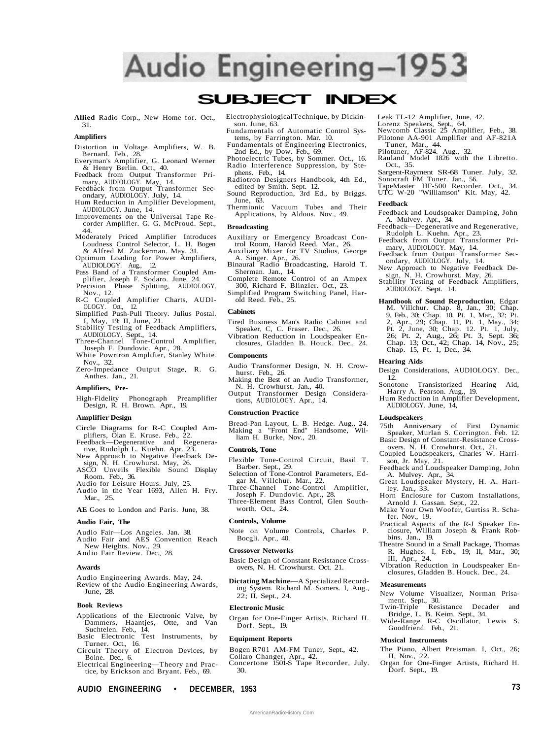# Audio Engineering—1953

## SUBJECT INDEX

**Allied** Radio Corp., New Home for. Oct., 31.

### Amplifiers

Distortion in Voltage Amplifiers, W. B. Bernard. Feb., 28.
Everyman's Amplifier, G. Leonard Werner & Henry Berlin. Oct., 40.
Feedback from Output Transformer Primary, AUDIOLOGY. May, 14.
Feedback from Output Transformer Secondary, AUDIOLOGY. July, 14.
Hum Reduction in Amplifier Development, AUDIOLOGY. June, 14.
Improvements on the Universal Tape Recorder Amplifier. G. G. McProud. Sept., 44.
Moderately Priced Amplifier Introduces Loudness Control Selector, L. H. Bogen & Alfred M. Zuckerman. May, 31.
Optimum Loading for Power Amplifiers, AUDIOLOGY. Aug., 12.
Pass Band of a Transformer Coupled Amplifier, Joseph F. Sodaro. June, 24.
Precision Phase Splitting, AUDIOLOGY. Nov., 12.
R-C Coupled Amplifier Charts, AUDIOLOGY. Oct., 12.
Simplified Push-Pull Theory. Julius Postal. I, May, 19; II, June, 21.
Stability Testing of Feedback Amplifiers, AUDIOLOGY. Sept., 14.
Three-Channel Tone-Control Amplifier, Joseph F. Dundovic. Apr., 28.
White Powrtron Amplifier, Stanley White. Nov., 32.
Zero-Impedance Output Stage, R. G. Anthes. Jan., 21.

### Amplifiers, Pre-

High-Fidelity Phonograph Preamplifier Design, R. H. Brown. Apr., 19.

### Amplifier Design

Circle Diagrams for R-C Coupled Amplifiers, Olan E. Kruse. Feb., 22.
Feedback—Degenerative and Regenerative, Rudolph L. Kuehn. Apr. 23.
New Approach to Negative Feedback Design, N. H. Crowhurst. May, 26.
ASCO Unveils Flexible Sound Display Room. Feb., 36.
Audio for Leisure Hours. July, 25.
Audio in the Year 1693, Allen H. Fry. Mar., 25.

**AE** Goes to London and Paris. June, 38.

### Audio Fair, The

Audio Fair—Los Angeles. Jan. 38.
Audio Fair and AES Convention Reach New Heights. Nov., 29.
Audio Fair Review. Dec., 28.

### Awards

Audio Engineering Awards. May, 24.
Review of the Audio Engineering Awards, June, 28.

### Book Reviews

Applications of the Electronic Valve, by Dammers, Haantjes, Otte, and Van Suchtelen. Feb., 14.
Basic Electronic Test Instruments, by Turner. Oct., 16.
Circuit Theory of Electron Devices, by Boine. Dec., 6.
Electrical Engineering—Theory and Practice, by Erickson and Bryant. Feb., 69.
Electrophysiological Technique, by Dickinson. June, 63.
Fundamentals of Automatic Control Systems, by Farrington. Mar. 10.
Fundamentals of Engineering Electronics, 2nd Ed., by Dow. Feb., 69.
Photoelectric Tubes, by Sommer. Oct., 16.
Radio Interference Suppression, by Stephens. Feb., 14.
Radiotron Designers Handbook, 4th Ed., edited by Smith. Sept. 12.
Sound Reproduction, 3rd Ed., by Briggs. June, 63.
Thermionic Vacuum Tubes and Their Applications, by Aldous. Nov., 49.

### Broadcasting

Auxiliary or Emergency Broadcast Control Room, Harold Reed. Mar., 26.
Auxiliary Mixer for TV Studios, George A. Singer. Apr., 26.
Binaural Radio Broadcasting, Harold T. Sherman. Jan., 14.
Complete Remote Control of an Ampex 300, Richard F. Blinzler. Oct., 23.
Simplified Program Switching Panel, Harold Reed. Feb., 25.

### Cabinets

Tired Business Man's Radio Cabinet and Speaker, C, C. Fraser. Dec., 26.
Vibration Reduction in Loudspeaker Enclosures, Gladden B. Houck. Dec., 24.

### Components

Audio Transformer Design, N. H. Crowhurst. Feb., 26.
Making the Best of an Audio Transformer, N. H. Crowhurst. Jan., 40.
Output Transformer Design Considerations, AUDIOLOGY. Apr., 14.

### Construction Practice

Bread-Pan Layout, L. B. Hedge. Aug., 24.
Making a "Front End" Handsome, William H. Burke, Nov., 20.

### Controls, Tone

Flexible Tone-Control Circuit, Basil T. Barber. Sept., 29.
Selection of Tone-Control Parameters, Edgar M. Villchur. Mar., 22.
Three-Channel Tone-Control Amplifier, Joseph F. Dundovic. Apr., 28.
Three-Element Bass Control, Glen Southworth. Oct., 24.

### Controls, Volume

Note on Volume Controls, Charles P. Bocgli. Apr., 40.

### Crossover Networks

Basic Design of Constant Resistance Crossovers, N. H. Crowhurst. Oct. 21.

**Dictating Machine**—A Specialized Recording System. Richard M. Somers. I, Aug., 22; II, Sept., 24.

### Electronic Music

Organ for One-Finger Artists, Richard H. Dorf. Sept., 19.

### Equipment Reports

Bogen R701 AM-FM Tuner, Sept., 42.
Collaro Changer, Apr., 42.
Concertone 1501-S Tape Recorder, July. 30.
Leak TL-12 Amplifier, June, 42.
Lorenz Speakers, Sept., 64.
Newcomb Classic 25 Amplifier, Feb., 38.
Pilotone AA-901 Amplifier and AF-821A Tuner, Mar., 44.
Pilotuner, AF-824. Aug., 32.
Rauland Model 1826 with the Libretto. Oct., 35.
Sargent-Rayment SR-68 Tuner. July, 32.
Sonocraft FM Tuner. Jan., 56.
TapeMaster HF-500 Recorder. Oct., 34.
UTC W-20 "Williamson" Kit. May, 42.

### Feedback

Feedback and Loudspeaker Damping, John A. Mulvey. Apr., 34.
Feedback—Degenerative and Regenerative, Rudolph L. Kuehn. Apr., 23.
Feedback from Output Transformer Primary, AUDIOLOGY. May, 14.
Feedback from Output Transformer Secondary, AUDIOLOGY. July, 14.
New Approach to Negative Feedback Design, N. H. Crowhurst. May, 26.
Stability Testing of Feedback Amplifiers, AUDIOLOGY. Sept. 14.

**Handbook of Sound Reproduction**, Edgar M. Villchur. Chap. 8, Jan., 30; Chap. 9, Feb., 30; Chap. 10, Pt. 1, Mar., 32; Pt. 2, Apr., 29; Chap. 11, Pt. 1, May., 34; Pt. 2, June, 30; Chap. 12. Pt. 1, July, 26; Pt. 2, Aug., 26; Pt. 3, Sept. 36; Chap. 13; Oct., 42; Chap. 14, Nov., 25; Chap. 15, Pt. 1, Dec., 34.

### Hearing Aids

Design Considerations, AUDIOLOGY. Dec., 12.
Sonotone Transistorized Hearing Aid, Harry A. Pearson. Aug., 19.
Hum Reduction in Amplifier Development, AUDIOLOGY. June, 14,

### Loudspeakers

75th Anniversary of First Dynamic Speaker, Murlan S. Corrington. Feb. 12.
Basic Design of Constant-Resistance Crossovers. N. H. Crowhurst. Oct., 21.
Coupled Loudspeakers, Charles W. Harrison, Jr. May, 21.
Feedback and Loudspeaker Damping, John A. Mulvey. Apr., 34.
Great Loudspeaker Mystery, H. A. Hartley. Jan., 33.
Horn Enclosure for Custom Installations, Arnold J. Gassan. Sept., 22.
Make Your Own Woofer, Gurtiss R. Schafer. Nov., 19.
Practical Aspects of the R-J Speaker Enclosure, William Joseph & Frank Robbins. Jan., 19.
Theatre Sound in a Small Package, Thomas R. Hughes. I, Feb., 19; II, Mar., 30; III, Apr., 24.
Vibration Reduction in Loudspeaker Enclosures, Gladden B. Houck. Dec., 24.

### Measurements

New Volume Visualizer, Norman Prisament. Sept., 30.
Twin-Triple Resistance Decader and Bridge, L. B. Keim. Sept., 34.
Wide-Range R-C Oscillator, Lewis S. Goodfriend. Feb., 21.

### Musical Instruments

The Piano, Albert Preisman. I, Oct., 26; II, Nov., 22.
Organ for One-Finger Artists, Richard H. Dorf. Sept., 19.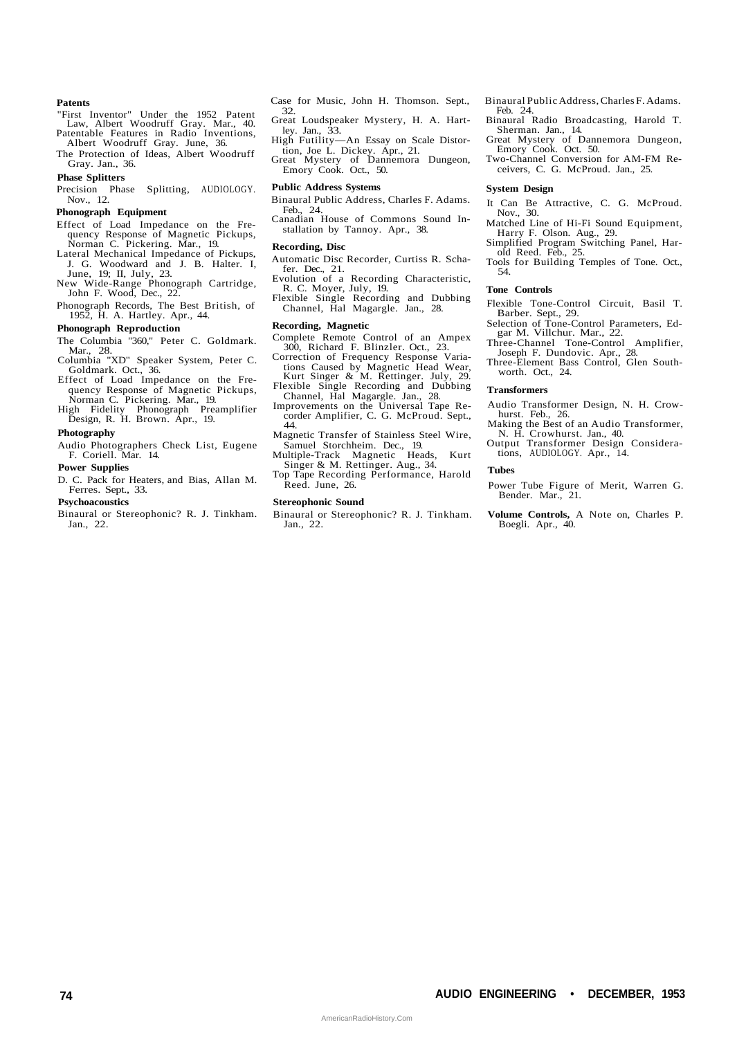**Patents**

"First Inventor" Under the 1952 Patent Law, Albert Woodruff Gray. Mar., 40.

Patentable Features in Radio Inventions, Albert Woodruff Gray. June, 36.

The Protection of Ideas, Albert Woodruff Gray. Jan., 36.

**Phase Splitters**

Precision Phase Splitting, AUDIOLOGY. Nov., 12.

**Phonograph Equipment**

Effect of Load Impedance on the Frequency Response of Magnetic Pickups, Norman C. Pickering. Mar., 19.

Lateral Mechanical Impedance of Pickups, J. G. Woodward and J. B. Halter. I, June, 19; II, July, 23.

New Wide-Range Phonograph Cartridge, John F. Wood, Dec., 22.

Phonograph Records, The Best British, of 1952, H. A. Hartley. Apr., 44.

**Phonograph Reproduction**

The Columbia "360," Peter C. Goldmark. Mar., 28.

Columbia "XD" Speaker System, Peter C. Goldmark. Oct., 36.

Effect of Load Impedance on the Frequency Response of Magnetic Pickups, Norman C. Pickering. Mar., 19.

High Fidelity Phonograph Preamplifier Design, R. H. Brown. Apr., 19.

**Photography**

Audio Photographers Check List, Eugene F. Coriell. Mar. 14.

**Power Supplies**

D. C. Pack for Heaters, and Bias, Allan M. Ferres. Sept., 33.

**Psychoacoustics**

Binaural or Stereophonic? R. J. Tinkham. Jan., 22.

Case for Music, John H. Thomson. Sept., 32.

Great Loudspeaker Mystery, H. A. Hartley. Jan., 33.

High Futility—An Essay on Scale Distortion, Joe L. Dickey. Apr., 21.

Great Mystery of Dannemora Dungeon, Emory Cook. Oct., 50.

**Public Address Systems**

Binaural Public Address, Charles F. Adams. Feb., 24.

Canadian House of Commons Sound Installation by Tannoy. Apr., 38.

**Recording, Disc**

Automatic Disc Recorder, Curtiss R. Schafer. Dec., 21.

Evolution of a Recording Characteristic, R. C. Moyer, July, 19.

Flexible Single Recording and Dubbing Channel, Hal Magargle. Jan., 28.

**Recording, Magnetic**

Complete Remote Control of an Ampex 300, Richard F. Blinzler. Oct., 23.

Correction of Frequency Response Variations Caused by Magnetic Head Wear, Kurt Singer & M. Rettinger. July, 29.

Flexible Single Recording and Dubbing Channel, Hal Magargle. Jan., 28.

Improvements on the Universal Tape Recorder Amplifier, C. G. McProud. Sept., 44.

Magnetic Transfer of Stainless Steel Wire, Samuel Storchheim. Dec., 19.

Multiple-Track Magnetic Heads, Kurt Singer & M. Rettinger. Aug., 34.

Top Tape Recording Performance, Harold Reed. June, 26.

**Stereophonic Sound**

Binaural or Stereophonic? R. J. Tinkham. Jan., 22.

Binaural Public Address, Charles F. Adams. Feb. 24.

Binaural Radio Broadcasting, Harold T. Sherman. Jan., 14.

Great Mystery of Dannemora Dungeon, Emory Cook. Oct. 50.

Two-Channel Conversion for AM-FM Receivers, C. G. McProud. Jan., 25.

**System Design**

It Can Be Attractive, C. G. McProud. Nov., 30.

Matched Line of Hi-Fi Sound Equipment, Harry F. Olson. Aug., 29.

Simplified Program Switching Panel, Harold Reed. Feb., 25.

Tools for Building Temples of Tone. Oct., 54.

**Tone Controls**

Flexible Tone-Control Circuit, Basil T. Barber. Sept., 29.

Selection of Tone-Control Parameters, Edgar M. Villchur. Mar., 22.

Three-Channel Tone-Control Amplifier, Joseph F. Dundovic. Apr., 28.

Three-Element Bass Control, Glen Southworth. Oct., 24.

**Transformers**

Audio Transformer Design, N. H. Crowhurst. Feb., 26.

Making the Best of an Audio Transformer, N. H. Crowhurst. Jan., 40.

Output Transformer Design Considerations, AUDIOLOGY. Apr., 14.

**Tubes**

Power Tube Figure of Merit, Warren G. Bender. Mar., 21.

**Volume Controls,** A Note on, Charles P. Boegli. Apr., 40.